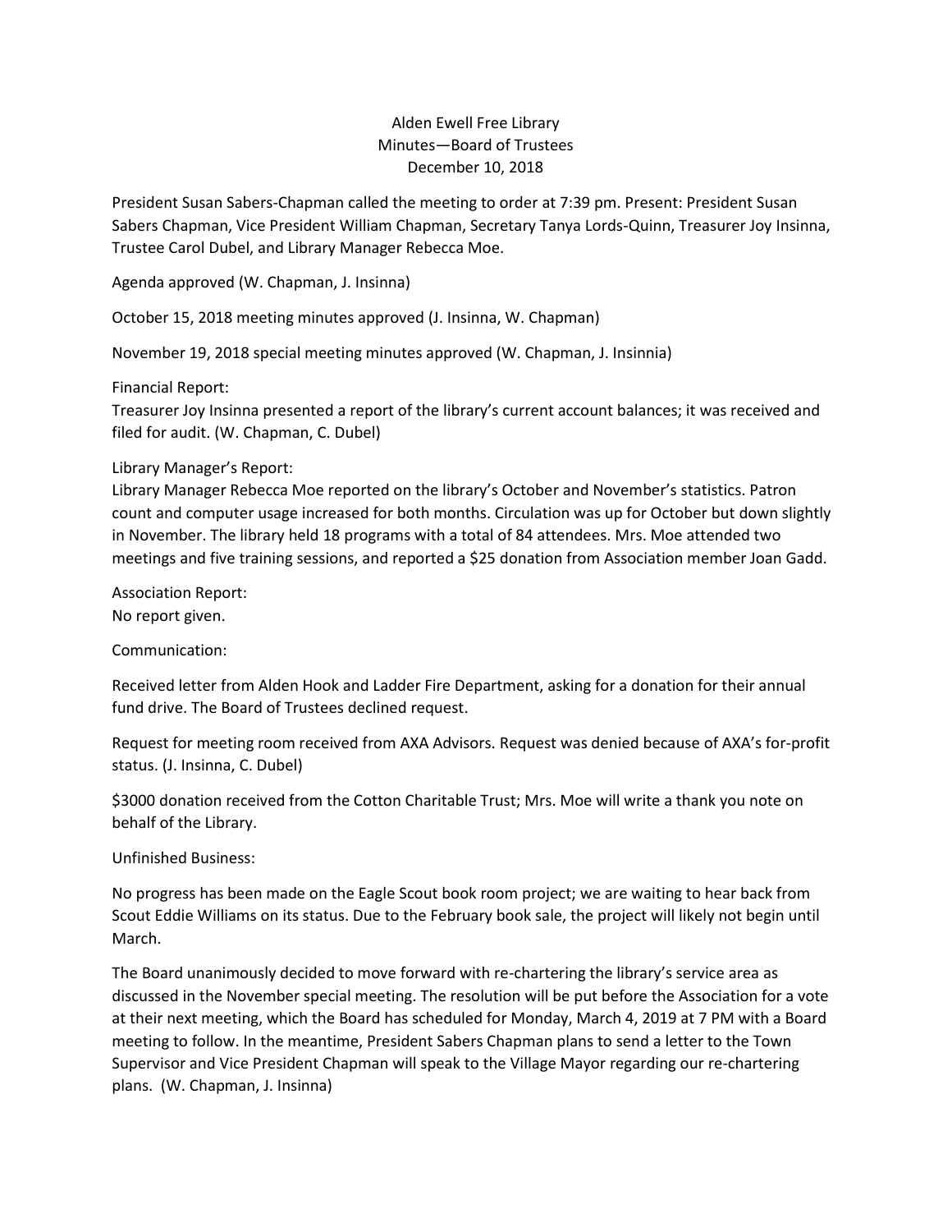# Alden Ewell Free Library
## Minutes—Board of Trustees
### December 10, 2018

President Susan Sabers-Chapman called the meeting to order at 7:39 pm. Present: President Susan Sabers Chapman, Vice President William Chapman, Secretary Tanya Lords-Quinn, Treasurer Joy Insinna, Trustee Carol Dubel, and Library Manager Rebecca Moe.

Agenda approved (W. Chapman, J. Insinna)

October 15, 2018 meeting minutes approved (J. Insinna, W. Chapman)

November 19, 2018 special meeting minutes approved (W. Chapman, J. Insinnia)

Financial Report:
Treasurer Joy Insinna presented a report of the library's current account balances; it was received and filed for audit. (W. Chapman, C. Dubel)

Library Manager's Report:
Library Manager Rebecca Moe reported on the library's October and November's statistics. Patron count and computer usage increased for both months. Circulation was up for October but down slightly in November. The library held 18 programs with a total of 84 attendees. Mrs. Moe attended two meetings and five training sessions, and reported a $25 donation from Association member Joan Gadd.

Association Report:
No report given.

Communication:

Received letter from Alden Hook and Ladder Fire Department, asking for a donation for their annual fund drive. The Board of Trustees declined request.

Request for meeting room received from AXA Advisors. Request was denied because of AXA's for-profit status. (J. Insinna, C. Dubel)

$3000 donation received from the Cotton Charitable Trust; Mrs. Moe will write a thank you note on behalf of the Library.

Unfinished Business:

No progress has been made on the Eagle Scout book room project; we are waiting to hear back from Scout Eddie Williams on its status. Due to the February book sale, the project will likely not begin until March.

The Board unanimously decided to move forward with re-chartering the library's service area as discussed in the November special meeting. The resolution will be put before the Association for a vote at their next meeting, which the Board has scheduled for Monday, March 4, 2019 at 7 PM with a Board meeting to follow. In the meantime, President Sabers Chapman plans to send a letter to the Town Supervisor and Vice President Chapman will speak to the Village Mayor regarding our re-chartering plans. (W. Chapman, J. Insinna)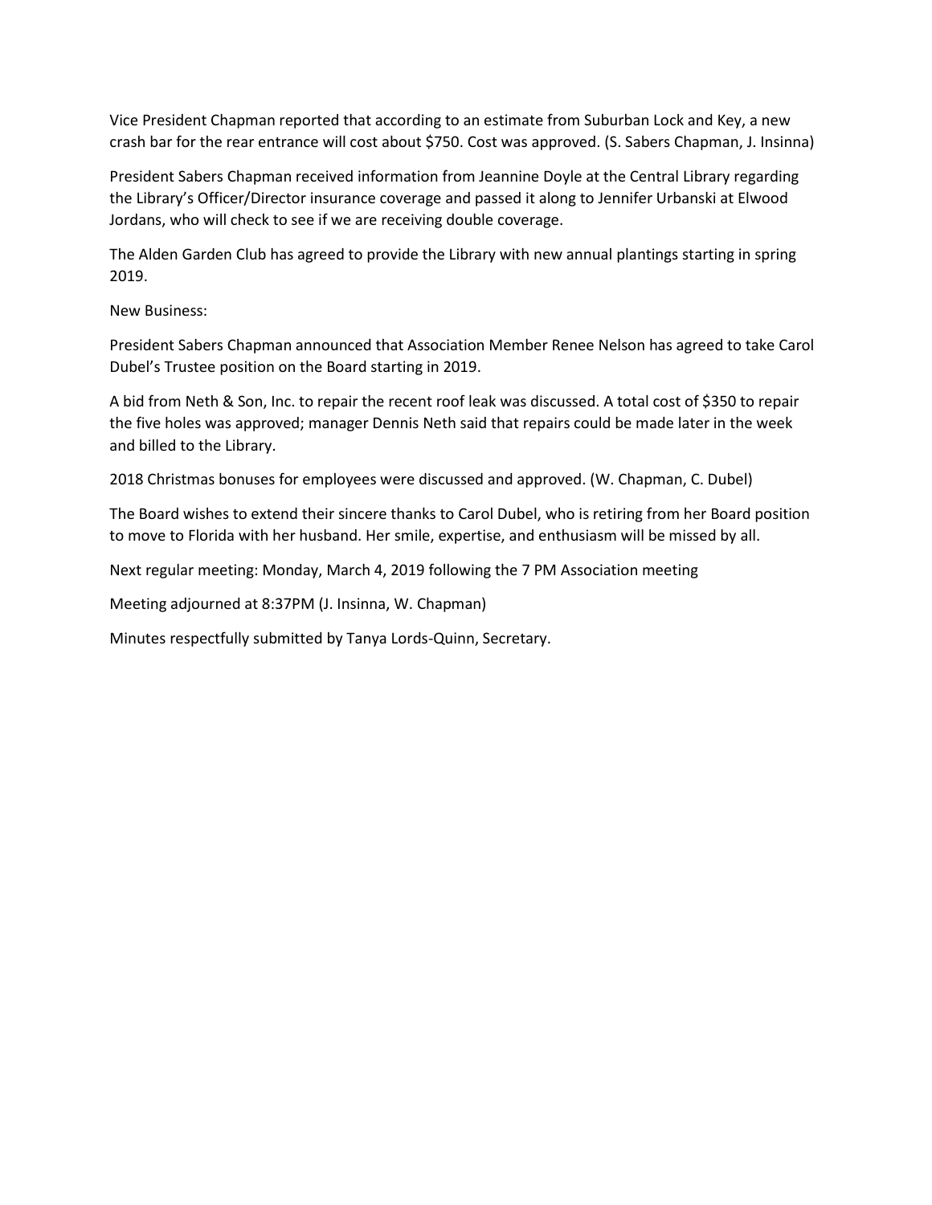Vice President Chapman reported that according to an estimate from Suburban Lock and Key, a new crash bar for the rear entrance will cost about $750. Cost was approved. (S. Sabers Chapman, J. Insinna)

President Sabers Chapman received information from Jeannine Doyle at the Central Library regarding the Library's Officer/Director insurance coverage and passed it along to Jennifer Urbanski at Elwood Jordans, who will check to see if we are receiving double coverage.

The Alden Garden Club has agreed to provide the Library with new annual plantings starting in spring 2019.

New Business:

President Sabers Chapman announced that Association Member Renee Nelson has agreed to take Carol Dubel's Trustee position on the Board starting in 2019.

A bid from Neth & Son, Inc. to repair the recent roof leak was discussed. A total cost of $350 to repair the five holes was approved; manager Dennis Neth said that repairs could be made later in the week and billed to the Library.

2018 Christmas bonuses for employees were discussed and approved. (W. Chapman, C. Dubel)

The Board wishes to extend their sincere thanks to Carol Dubel, who is retiring from her Board position to move to Florida with her husband. Her smile, expertise, and enthusiasm will be missed by all.

Next regular meeting: Monday, March 4, 2019 following the 7 PM Association meeting

Meeting adjourned at 8:37PM (J. Insinna, W. Chapman)

Minutes respectfully submitted by Tanya Lords-Quinn, Secretary.